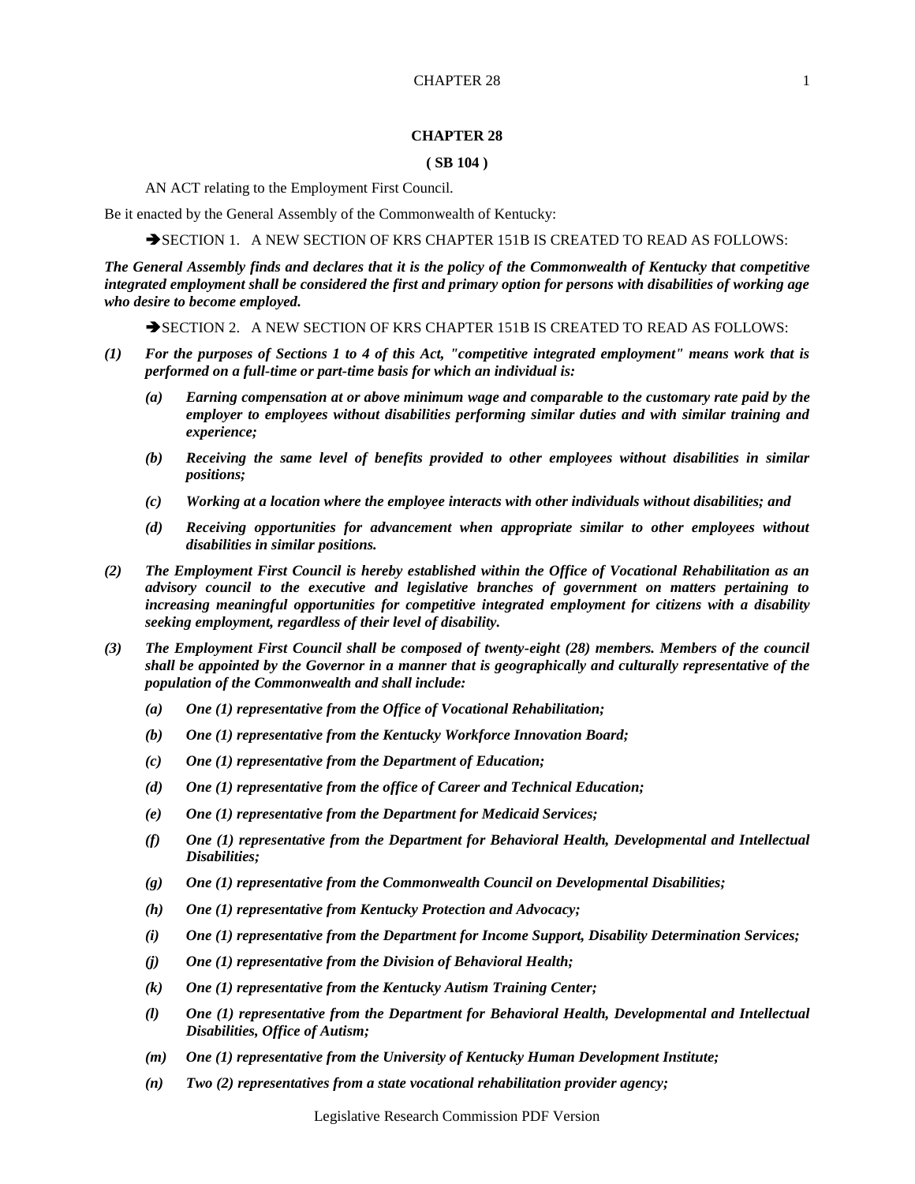# CHAPTER 28

**( SB 104 )**

AN ACT relating to the Employment First Council.

Be it enacted by the General Assembly of the Commonwealth of Kentucky:

➔SECTION 1. A NEW SECTION OF KRS CHAPTER 151B IS CREATED TO READ AS FOLLOWS:

***The General Assembly finds and declares that it is the policy of the Commonwealth of Kentucky that competitive integrated employment shall be considered the first and primary option for persons with disabilities of working age who desire to become employed.***

➔SECTION 2. A NEW SECTION OF KRS CHAPTER 151B IS CREATED TO READ AS FOLLOWS:

***(1) For the purposes of Sections 1 to 4 of this Act, "competitive integrated employment" means work that is performed on a full-time or part-time basis for which an individual is:***

***(a) Earning compensation at or above minimum wage and comparable to the customary rate paid by the employer to employees without disabilities performing similar duties and with similar training and experience;***

***(b) Receiving the same level of benefits provided to other employees without disabilities in similar positions;***

***(c) Working at a location where the employee interacts with other individuals without disabilities; and***

***(d) Receiving opportunities for advancement when appropriate similar to other employees without disabilities in similar positions.***

***(2) The Employment First Council is hereby established within the Office of Vocational Rehabilitation as an advisory council to the executive and legislative branches of government on matters pertaining to increasing meaningful opportunities for competitive integrated employment for citizens with a disability seeking employment, regardless of their level of disability.***

***(3) The Employment First Council shall be composed of twenty-eight (28) members. Members of the council shall be appointed by the Governor in a manner that is geographically and culturally representative of the population of the Commonwealth and shall include:***

***(a) One (1) representative from the Office of Vocational Rehabilitation;***

***(b) One (1) representative from the Kentucky Workforce Innovation Board;***

***(c) One (1) representative from the Department of Education;***

***(d) One (1) representative from the office of Career and Technical Education;***

***(e) One (1) representative from the Department for Medicaid Services;***

***(f) One (1) representative from the Department for Behavioral Health, Developmental and Intellectual Disabilities;***

***(g) One (1) representative from the Commonwealth Council on Developmental Disabilities;***

***(h) One (1) representative from Kentucky Protection and Advocacy;***

***(i) One (1) representative from the Department for Income Support, Disability Determination Services;***

***(j) One (1) representative from the Division of Behavioral Health;***

***(k) One (1) representative from the Kentucky Autism Training Center;***

***(l) One (1) representative from the Department for Behavioral Health, Developmental and Intellectual Disabilities, Office of Autism;***

***(m) One (1) representative from the University of Kentucky Human Development Institute;***

***(n) Two (2) representatives from a state vocational rehabilitation provider agency;***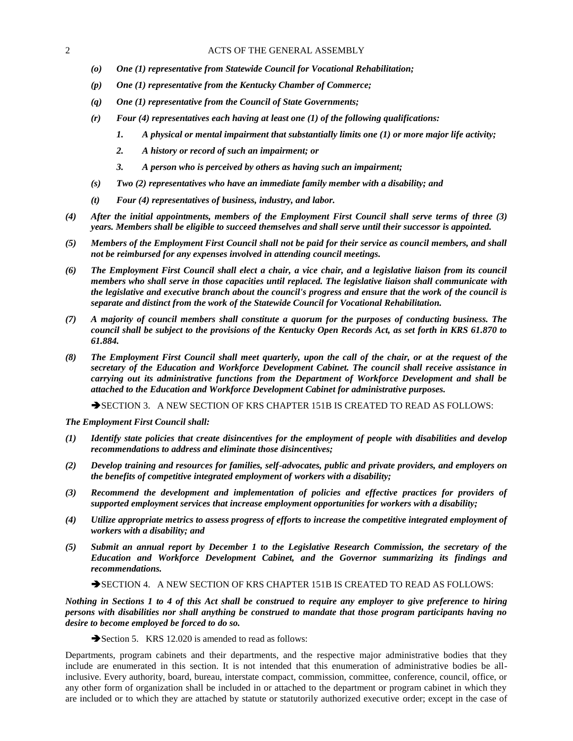*(o) One (1) representative from Statewide Council for Vocational Rehabilitation;*

*(p) One (1) representative from the Kentucky Chamber of Commerce;*

*(q) One (1) representative from the Council of State Governments;*

*(r) Four (4) representatives each having at least one (1) of the following qualifications:*

*1. A physical or mental impairment that substantially limits one (1) or more major life activity;*

*2. A history or record of such an impairment; or*

*3. A person who is perceived by others as having such an impairment;*

*(s) Two (2) representatives who have an immediate family member with a disability; and*

*(t) Four (4) representatives of business, industry, and labor.*

***(4) After the initial appointments, members of the Employment First Council shall serve terms of three (3) years. Members shall be eligible to succeed themselves and shall serve until their successor is appointed.***

***(5) Members of the Employment First Council shall not be paid for their service as council members, and shall not be reimbursed for any expenses involved in attending council meetings.***

***(6) The Employment First Council shall elect a chair, a vice chair, and a legislative liaison from its council members who shall serve in those capacities until replaced. The legislative liaison shall communicate with the legislative and executive branch about the council's progress and ensure that the work of the council is separate and distinct from the work of the Statewide Council for Vocational Rehabilitation.***

***(7) A majority of council members shall constitute a quorum for the purposes of conducting business. The council shall be subject to the provisions of the Kentucky Open Records Act, as set forth in KRS 61.870 to 61.884.***

***(8) The Employment First Council shall meet quarterly, upon the call of the chair, or at the request of the secretary of the Education and Workforce Development Cabinet. The council shall receive assistance in carrying out its administrative functions from the Department of Workforce Development and shall be attached to the Education and Workforce Development Cabinet for administrative purposes.***

➔SECTION 3. A NEW SECTION OF KRS CHAPTER 151B IS CREATED TO READ AS FOLLOWS:

***The Employment First Council shall:***

***(1) Identify state policies that create disincentives for the employment of people with disabilities and develop recommendations to address and eliminate those disincentives;***

***(2) Develop training and resources for families, self-advocates, public and private providers, and employers on the benefits of competitive integrated employment of workers with a disability;***

***(3) Recommend the development and implementation of policies and effective practices for providers of supported employment services that increase employment opportunities for workers with a disability;***

***(4) Utilize appropriate metrics to assess progress of efforts to increase the competitive integrated employment of workers with a disability; and***

***(5) Submit an annual report by December 1 to the Legislative Research Commission, the secretary of the Education and Workforce Development Cabinet, and the Governor summarizing its findings and recommendations.***

➔SECTION 4. A NEW SECTION OF KRS CHAPTER 151B IS CREATED TO READ AS FOLLOWS:

***Nothing in Sections 1 to 4 of this Act shall be construed to require any employer to give preference to hiring persons with disabilities nor shall anything be construed to mandate that those program participants having no desire to become employed be forced to do so.***

➔Section 5. KRS 12.020 is amended to read as follows:

Departments, program cabinets and their departments, and the respective major administrative bodies that they include are enumerated in this section. It is not intended that this enumeration of administrative bodies be all-inclusive. Every authority, board, bureau, interstate compact, commission, committee, conference, council, office, or any other form of organization shall be included in or attached to the department or program cabinet in which they are included or to which they are attached by statute or statutorily authorized executive order; except in the case of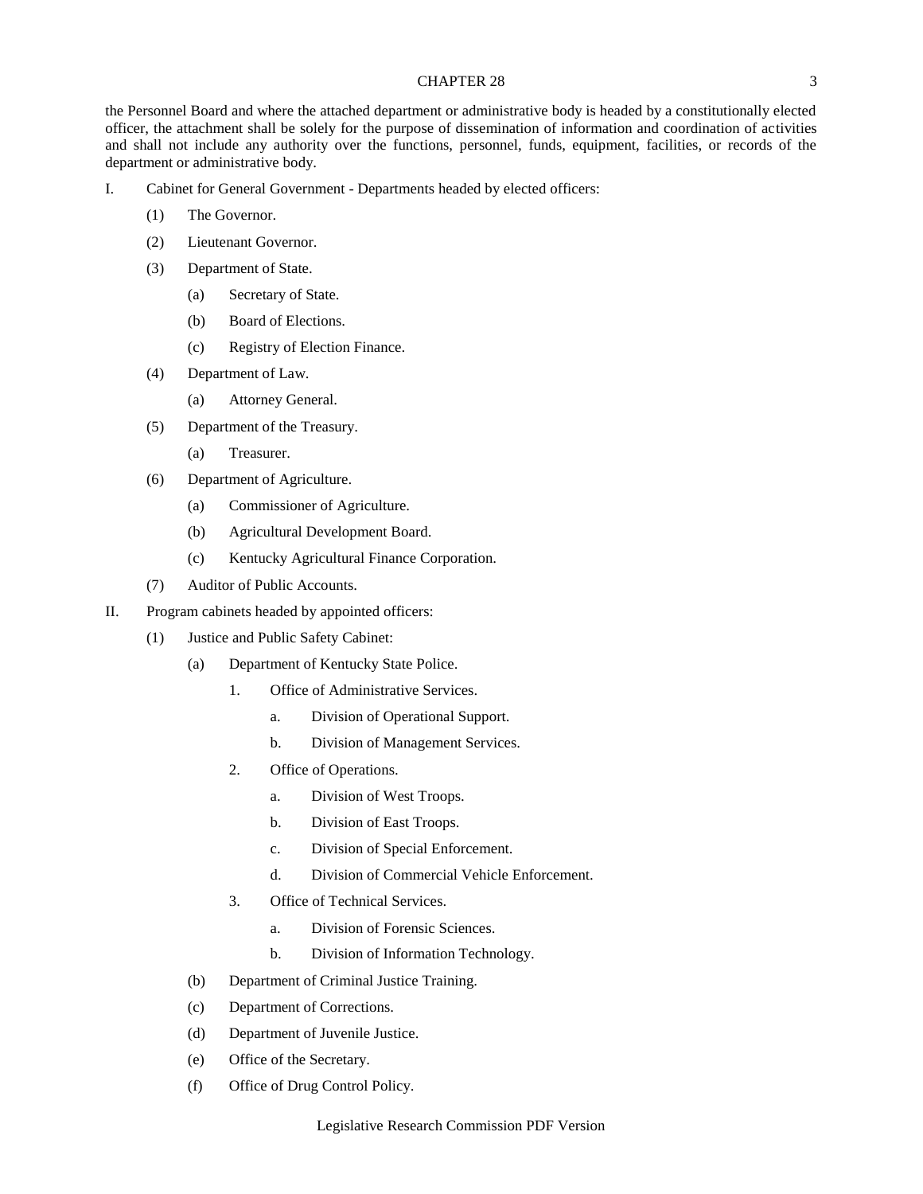the Personnel Board and where the attached department or administrative body is headed by a constitutionally elected officer, the attachment shall be solely for the purpose of dissemination of information and coordination of activities and shall not include any authority over the functions, personnel, funds, equipment, facilities, or records of the department or administrative body.

I. Cabinet for General Government - Departments headed by elected officers:

- (1) The Governor.
- (2) Lieutenant Governor.
- (3) Department of State.
  - (a) Secretary of State.
  - (b) Board of Elections.
  - (c) Registry of Election Finance.
- (4) Department of Law.
  - (a) Attorney General.
- (5) Department of the Treasury.
  - (a) Treasurer.
- (6) Department of Agriculture.
  - (a) Commissioner of Agriculture.
  - (b) Agricultural Development Board.
  - (c) Kentucky Agricultural Finance Corporation.
- (7) Auditor of Public Accounts.

II. Program cabinets headed by appointed officers:

- (1) Justice and Public Safety Cabinet:
  - (a) Department of Kentucky State Police.
    - 1. Office of Administrative Services.
      - a. Division of Operational Support.
      - b. Division of Management Services.
    - 2. Office of Operations.
      - a. Division of West Troops.
      - b. Division of East Troops.
      - c. Division of Special Enforcement.
      - d. Division of Commercial Vehicle Enforcement.
    - 3. Office of Technical Services.
      - a. Division of Forensic Sciences.
      - b. Division of Information Technology.
  - (b) Department of Criminal Justice Training.
  - (c) Department of Corrections.
  - (d) Department of Juvenile Justice.
  - (e) Office of the Secretary.
  - (f) Office of Drug Control Policy.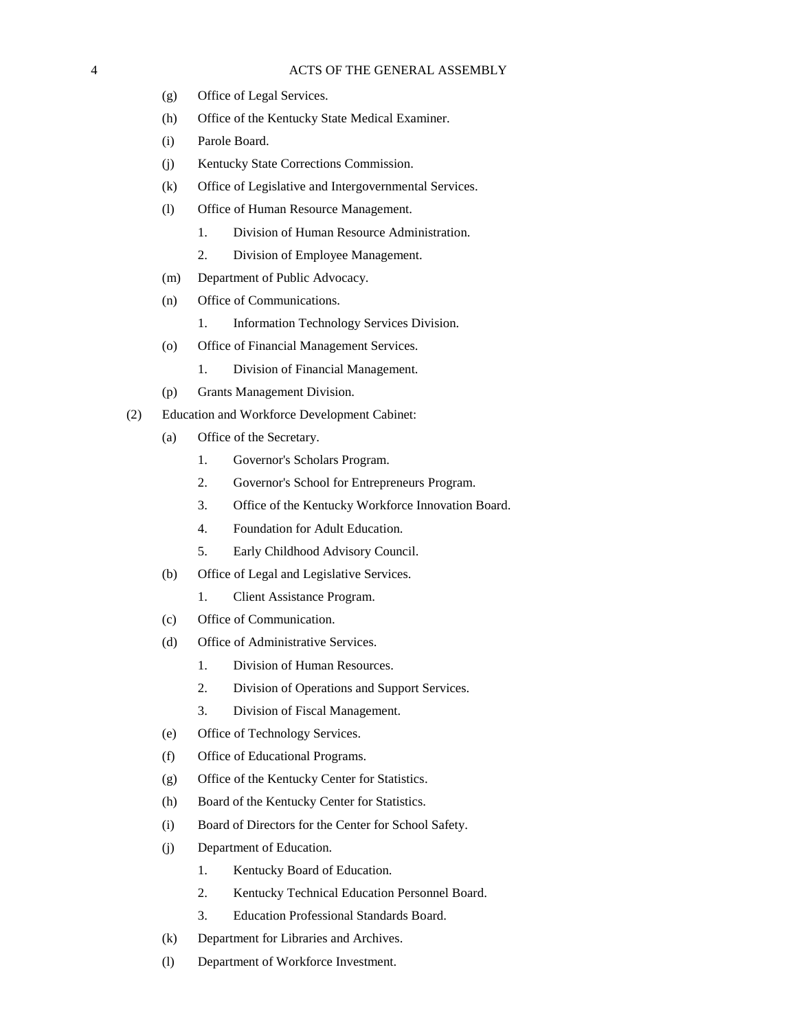(g) Office of Legal Services.

(h) Office of the Kentucky State Medical Examiner.

(i) Parole Board.

(j) Kentucky State Corrections Commission.

(k) Office of Legislative and Intergovernmental Services.

(l) Office of Human Resource Management.

1. Division of Human Resource Administration.

2. Division of Employee Management.

(m) Department of Public Advocacy.

(n) Office of Communications.

1. Information Technology Services Division.

(o) Office of Financial Management Services.

1. Division of Financial Management.

(p) Grants Management Division.

(2) Education and Workforce Development Cabinet:

(a) Office of the Secretary.

1. Governor's Scholars Program.

2. Governor's School for Entrepreneurs Program.

3. Office of the Kentucky Workforce Innovation Board.

4. Foundation for Adult Education.

5. Early Childhood Advisory Council.

(b) Office of Legal and Legislative Services.

1. Client Assistance Program.

(c) Office of Communication.

(d) Office of Administrative Services.

1. Division of Human Resources.

2. Division of Operations and Support Services.

3. Division of Fiscal Management.

(e) Office of Technology Services.

(f) Office of Educational Programs.

(g) Office of the Kentucky Center for Statistics.

(h) Board of the Kentucky Center for Statistics.

(i) Board of Directors for the Center for School Safety.

(j) Department of Education.

1. Kentucky Board of Education.

2. Kentucky Technical Education Personnel Board.

3. Education Professional Standards Board.

(k) Department for Libraries and Archives.

(l) Department of Workforce Investment.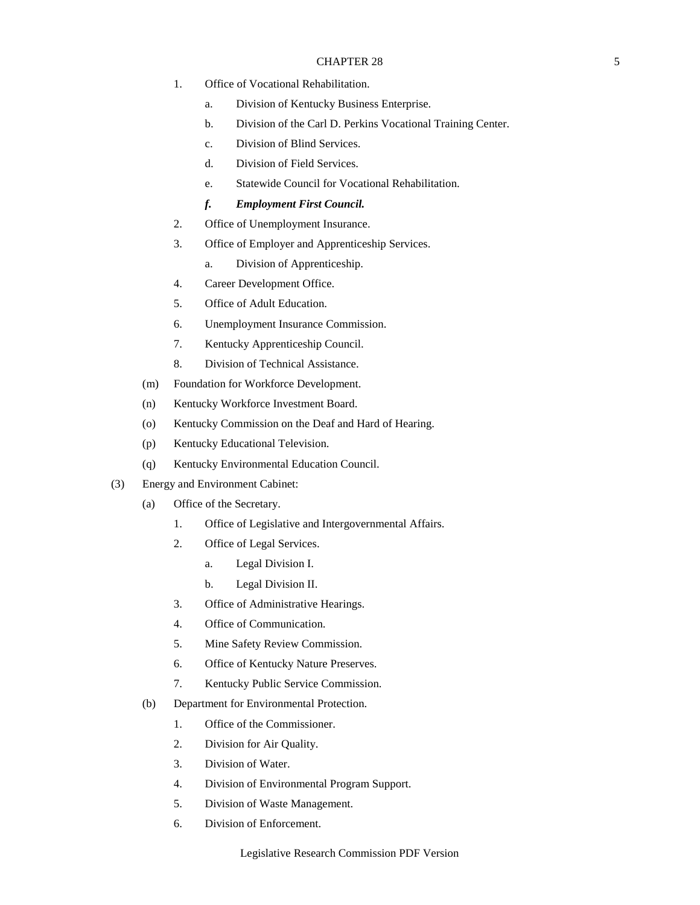1. Office of Vocational Rehabilitation.

   a. Division of Kentucky Business Enterprise.

   b. Division of the Carl D. Perkins Vocational Training Center.

   c. Division of Blind Services.

   d. Division of Field Services.

   e. Statewide Council for Vocational Rehabilitation.

   ***f. Employment First Council.***

2. Office of Unemployment Insurance.

3. Office of Employer and Apprenticeship Services.

   a. Division of Apprenticeship.

4. Career Development Office.

5. Office of Adult Education.

6. Unemployment Insurance Commission.

7. Kentucky Apprenticeship Council.

8. Division of Technical Assistance.

(m) Foundation for Workforce Development.

(n) Kentucky Workforce Investment Board.

(o) Kentucky Commission on the Deaf and Hard of Hearing.

(p) Kentucky Educational Television.

(q) Kentucky Environmental Education Council.

(3) Energy and Environment Cabinet:

(a) Office of the Secretary.

1. Office of Legislative and Intergovernmental Affairs.

2. Office of Legal Services.

   a. Legal Division I.

   b. Legal Division II.

3. Office of Administrative Hearings.

4. Office of Communication.

5. Mine Safety Review Commission.

6. Office of Kentucky Nature Preserves.

7. Kentucky Public Service Commission.

(b) Department for Environmental Protection.

1. Office of the Commissioner.

2. Division for Air Quality.

3. Division of Water.

4. Division of Environmental Program Support.

5. Division of Waste Management.

6. Division of Enforcement.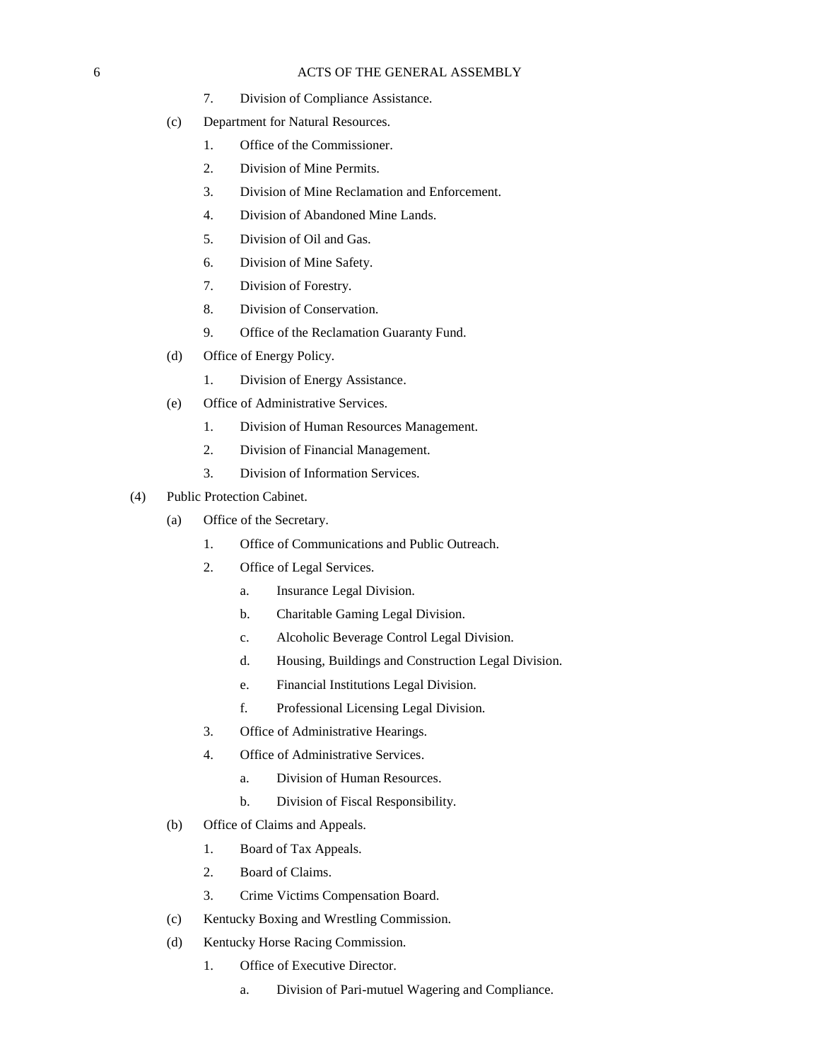7. Division of Compliance Assistance.

(c) Department for Natural Resources.

1. Office of the Commissioner.
2. Division of Mine Permits.
3. Division of Mine Reclamation and Enforcement.
4. Division of Abandoned Mine Lands.
5. Division of Oil and Gas.
6. Division of Mine Safety.
7. Division of Forestry.
8. Division of Conservation.
9. Office of the Reclamation Guaranty Fund.

(d) Office of Energy Policy.

1. Division of Energy Assistance.

(e) Office of Administrative Services.

1. Division of Human Resources Management.
2. Division of Financial Management.
3. Division of Information Services.

(4) Public Protection Cabinet.

(a) Office of the Secretary.

1. Office of Communications and Public Outreach.
2. Office of Legal Services.
   a. Insurance Legal Division.
   b. Charitable Gaming Legal Division.
   c. Alcoholic Beverage Control Legal Division.
   d. Housing, Buildings and Construction Legal Division.
   e. Financial Institutions Legal Division.
   f. Professional Licensing Legal Division.
3. Office of Administrative Hearings.
4. Office of Administrative Services.
   a. Division of Human Resources.
   b. Division of Fiscal Responsibility.

(b) Office of Claims and Appeals.

1. Board of Tax Appeals.
2. Board of Claims.
3. Crime Victims Compensation Board.

(c) Kentucky Boxing and Wrestling Commission.

(d) Kentucky Horse Racing Commission.

1. Office of Executive Director.
   a. Division of Pari-mutuel Wagering and Compliance.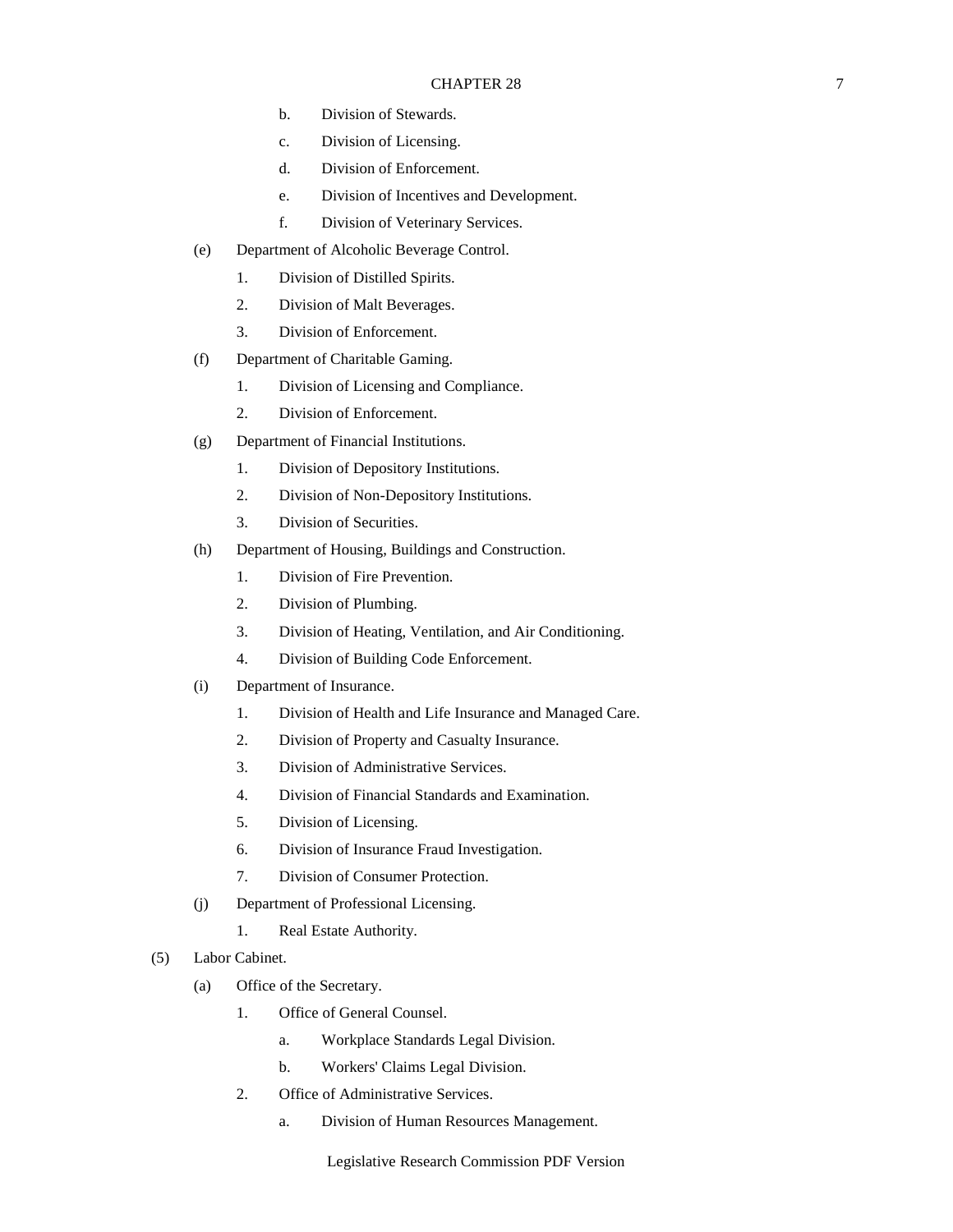b. Division of Stewards.

c. Division of Licensing.

d. Division of Enforcement.

e. Division of Incentives and Development.

f. Division of Veterinary Services.

(e) Department of Alcoholic Beverage Control.

1. Division of Distilled Spirits.

2. Division of Malt Beverages.

3. Division of Enforcement.

(f) Department of Charitable Gaming.

1. Division of Licensing and Compliance.

2. Division of Enforcement.

(g) Department of Financial Institutions.

1. Division of Depository Institutions.

2. Division of Non-Depository Institutions.

3. Division of Securities.

(h) Department of Housing, Buildings and Construction.

1. Division of Fire Prevention.

2. Division of Plumbing.

3. Division of Heating, Ventilation, and Air Conditioning.

4. Division of Building Code Enforcement.

(i) Department of Insurance.

1. Division of Health and Life Insurance and Managed Care.

2. Division of Property and Casualty Insurance.

3. Division of Administrative Services.

4. Division of Financial Standards and Examination.

5. Division of Licensing.

6. Division of Insurance Fraud Investigation.

7. Division of Consumer Protection.

(j) Department of Professional Licensing.

1. Real Estate Authority.

(5) Labor Cabinet.

(a) Office of the Secretary.

1. Office of General Counsel.

a. Workplace Standards Legal Division.

b. Workers' Claims Legal Division.

2. Office of Administrative Services.

a. Division of Human Resources Management.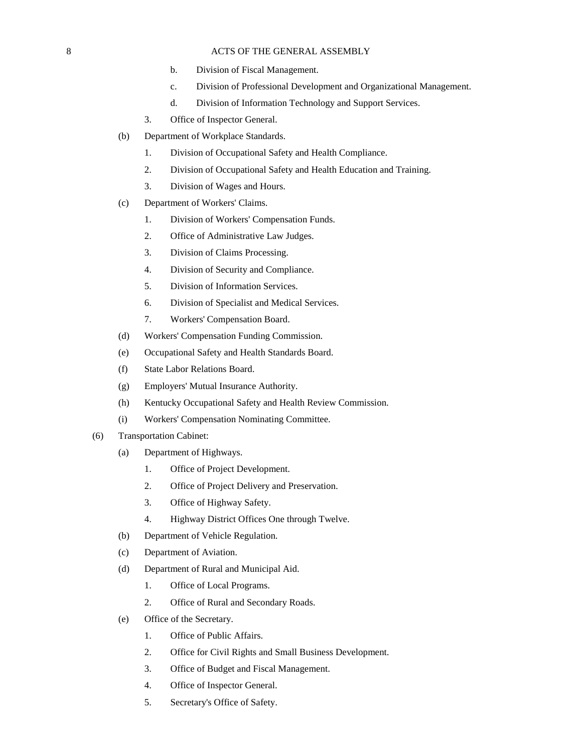b. Division of Fiscal Management.

c. Division of Professional Development and Organizational Management.

d. Division of Information Technology and Support Services.

3. Office of Inspector General.

(b) Department of Workplace Standards.

1. Division of Occupational Safety and Health Compliance.

2. Division of Occupational Safety and Health Education and Training.

3. Division of Wages and Hours.

(c) Department of Workers' Claims.

1. Division of Workers' Compensation Funds.

2. Office of Administrative Law Judges.

3. Division of Claims Processing.

4. Division of Security and Compliance.

5. Division of Information Services.

6. Division of Specialist and Medical Services.

7. Workers' Compensation Board.

(d) Workers' Compensation Funding Commission.

(e) Occupational Safety and Health Standards Board.

(f) State Labor Relations Board.

(g) Employers' Mutual Insurance Authority.

(h) Kentucky Occupational Safety and Health Review Commission.

(i) Workers' Compensation Nominating Committee.

(6) Transportation Cabinet:

(a) Department of Highways.

1. Office of Project Development.

2. Office of Project Delivery and Preservation.

3. Office of Highway Safety.

4. Highway District Offices One through Twelve.

(b) Department of Vehicle Regulation.

(c) Department of Aviation.

(d) Department of Rural and Municipal Aid.

1. Office of Local Programs.

2. Office of Rural and Secondary Roads.

(e) Office of the Secretary.

1. Office of Public Affairs.

2. Office for Civil Rights and Small Business Development.

3. Office of Budget and Fiscal Management.

4. Office of Inspector General.

5. Secretary's Office of Safety.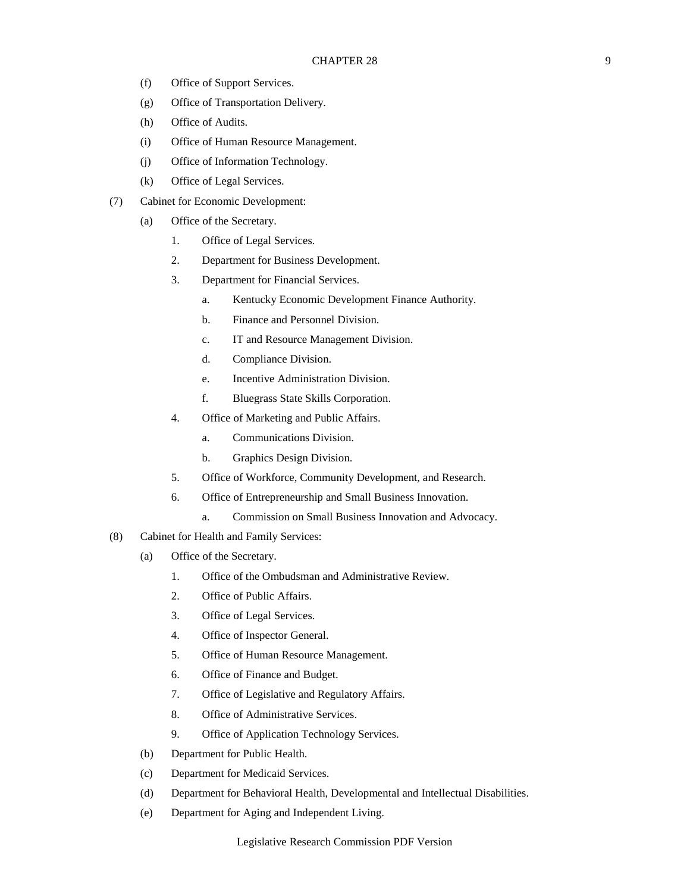(f) Office of Support Services.

(g) Office of Transportation Delivery.

(h) Office of Audits.

(i) Office of Human Resource Management.

(j) Office of Information Technology.

(k) Office of Legal Services.

(7) Cabinet for Economic Development:

- (a) Office of the Secretary.
  1. Office of Legal Services.
  2. Department for Business Development.
  3. Department for Financial Services.
     - a. Kentucky Economic Development Finance Authority.
     - b. Finance and Personnel Division.
     - c. IT and Resource Management Division.
     - d. Compliance Division.
     - e. Incentive Administration Division.
     - f. Bluegrass State Skills Corporation.
  4. Office of Marketing and Public Affairs.
     - a. Communications Division.
     - b. Graphics Design Division.
  5. Office of Workforce, Community Development, and Research.
  6. Office of Entrepreneurship and Small Business Innovation.
     - a. Commission on Small Business Innovation and Advocacy.

(8) Cabinet for Health and Family Services:

- (a) Office of the Secretary.
  1. Office of the Ombudsman and Administrative Review.
  2. Office of Public Affairs.
  3. Office of Legal Services.
  4. Office of Inspector General.
  5. Office of Human Resource Management.
  6. Office of Finance and Budget.
  7. Office of Legislative and Regulatory Affairs.
  8. Office of Administrative Services.
  9. Office of Application Technology Services.
- (b) Department for Public Health.
- (c) Department for Medicaid Services.
- (d) Department for Behavioral Health, Developmental and Intellectual Disabilities.
- (e) Department for Aging and Independent Living.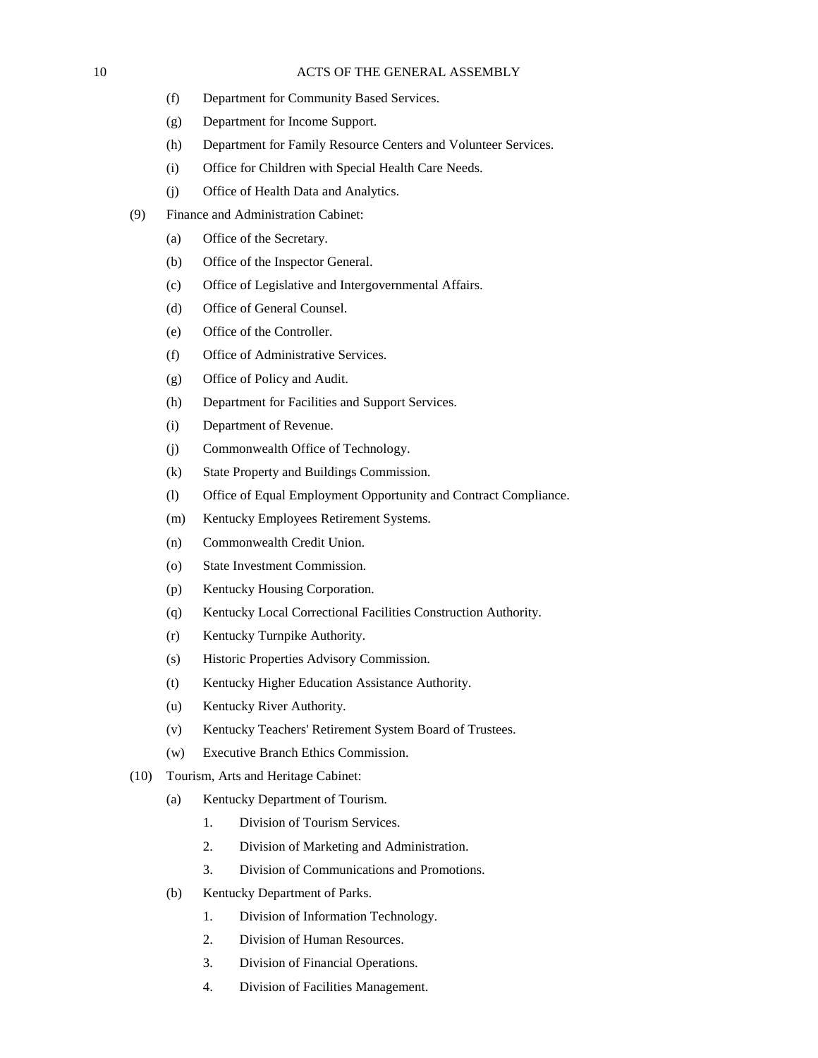(f) Department for Community Based Services.

(g) Department for Income Support.

(h) Department for Family Resource Centers and Volunteer Services.

(i) Office for Children with Special Health Care Needs.

(j) Office of Health Data and Analytics.

(9) Finance and Administration Cabinet:

(a) Office of the Secretary.

(b) Office of the Inspector General.

(c) Office of Legislative and Intergovernmental Affairs.

(d) Office of General Counsel.

(e) Office of the Controller.

(f) Office of Administrative Services.

(g) Office of Policy and Audit.

(h) Department for Facilities and Support Services.

(i) Department of Revenue.

(j) Commonwealth Office of Technology.

(k) State Property and Buildings Commission.

(l) Office of Equal Employment Opportunity and Contract Compliance.

(m) Kentucky Employees Retirement Systems.

(n) Commonwealth Credit Union.

(o) State Investment Commission.

(p) Kentucky Housing Corporation.

(q) Kentucky Local Correctional Facilities Construction Authority.

(r) Kentucky Turnpike Authority.

(s) Historic Properties Advisory Commission.

(t) Kentucky Higher Education Assistance Authority.

(u) Kentucky River Authority.

(v) Kentucky Teachers' Retirement System Board of Trustees.

(w) Executive Branch Ethics Commission.

(10) Tourism, Arts and Heritage Cabinet:

(a) Kentucky Department of Tourism.

1. Division of Tourism Services.

2. Division of Marketing and Administration.

3. Division of Communications and Promotions.

(b) Kentucky Department of Parks.

1. Division of Information Technology.

2. Division of Human Resources.

3. Division of Financial Operations.

4. Division of Facilities Management.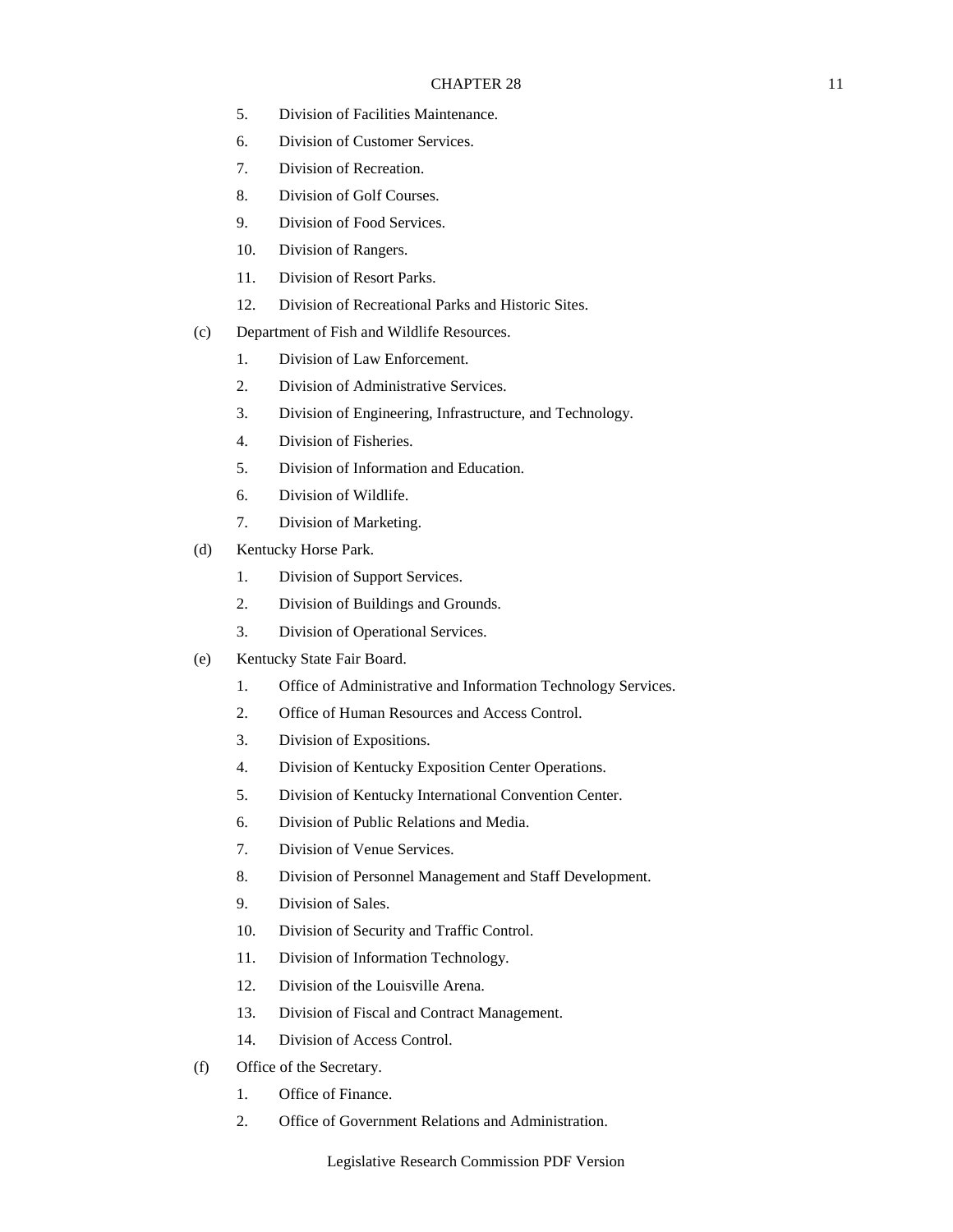5. Division of Facilities Maintenance.

6. Division of Customer Services.

7. Division of Recreation.

8. Division of Golf Courses.

9. Division of Food Services.

10. Division of Rangers.

11. Division of Resort Parks.

12. Division of Recreational Parks and Historic Sites.

(c) Department of Fish and Wildlife Resources.

1. Division of Law Enforcement.

2. Division of Administrative Services.

3. Division of Engineering, Infrastructure, and Technology.

4. Division of Fisheries.

5. Division of Information and Education.

6. Division of Wildlife.

7. Division of Marketing.

(d) Kentucky Horse Park.

1. Division of Support Services.

2. Division of Buildings and Grounds.

3. Division of Operational Services.

(e) Kentucky State Fair Board.

1. Office of Administrative and Information Technology Services.

2. Office of Human Resources and Access Control.

3. Division of Expositions.

4. Division of Kentucky Exposition Center Operations.

5. Division of Kentucky International Convention Center.

6. Division of Public Relations and Media.

7. Division of Venue Services.

8. Division of Personnel Management and Staff Development.

9. Division of Sales.

10. Division of Security and Traffic Control.

11. Division of Information Technology.

12. Division of the Louisville Arena.

13. Division of Fiscal and Contract Management.

14. Division of Access Control.

(f) Office of the Secretary.

1. Office of Finance.

2. Office of Government Relations and Administration.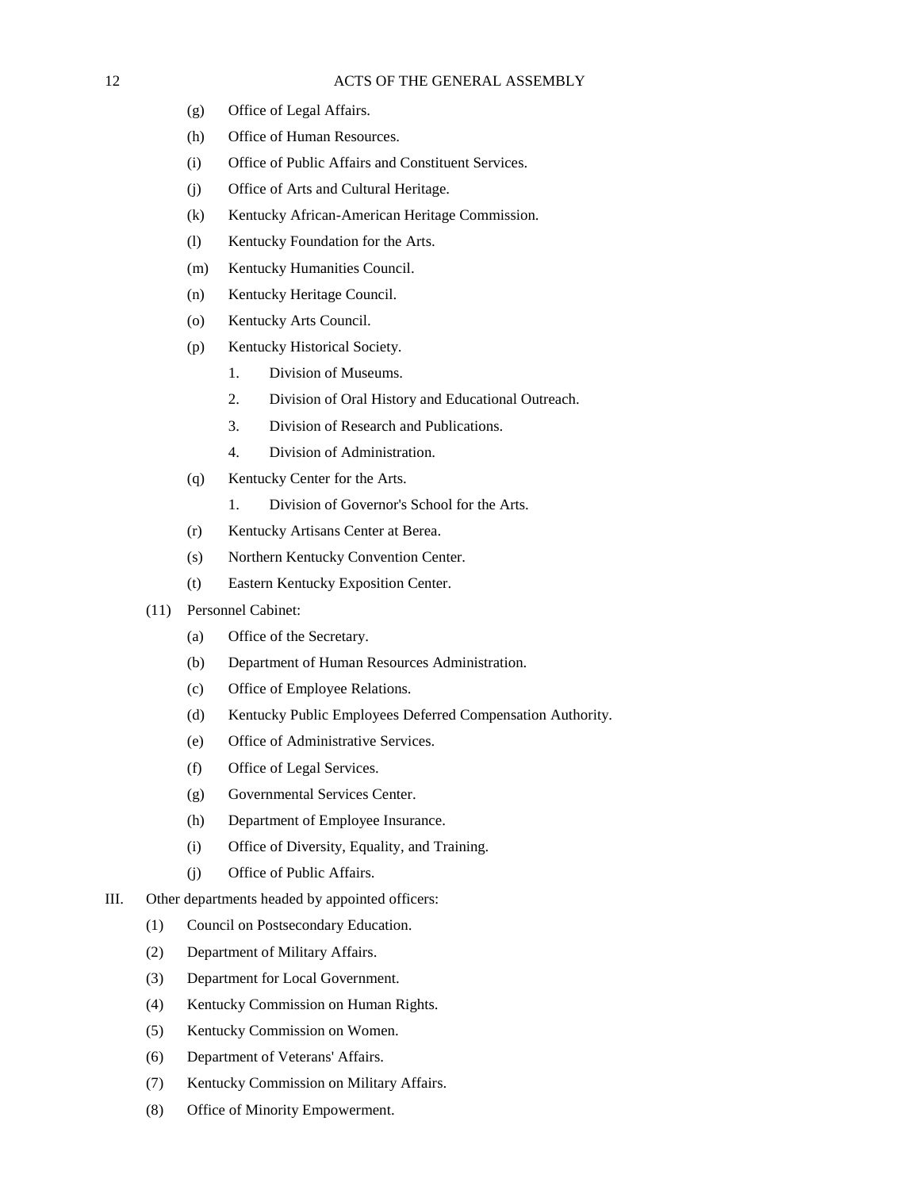(g) Office of Legal Affairs.

(h) Office of Human Resources.

(i) Office of Public Affairs and Constituent Services.

(j) Office of Arts and Cultural Heritage.

(k) Kentucky African-American Heritage Commission.

(l) Kentucky Foundation for the Arts.

(m) Kentucky Humanities Council.

(n) Kentucky Heritage Council.

(o) Kentucky Arts Council.

(p) Kentucky Historical Society.

1. Division of Museums.

2. Division of Oral History and Educational Outreach.

3. Division of Research and Publications.

4. Division of Administration.

(q) Kentucky Center for the Arts.

1. Division of Governor's School for the Arts.

(r) Kentucky Artisans Center at Berea.

(s) Northern Kentucky Convention Center.

(t) Eastern Kentucky Exposition Center.

(11) Personnel Cabinet:

(a) Office of the Secretary.

(b) Department of Human Resources Administration.

(c) Office of Employee Relations.

(d) Kentucky Public Employees Deferred Compensation Authority.

(e) Office of Administrative Services.

(f) Office of Legal Services.

(g) Governmental Services Center.

(h) Department of Employee Insurance.

(i) Office of Diversity, Equality, and Training.

(j) Office of Public Affairs.

III. Other departments headed by appointed officers:

(1) Council on Postsecondary Education.

(2) Department of Military Affairs.

(3) Department for Local Government.

(4) Kentucky Commission on Human Rights.

(5) Kentucky Commission on Women.

(6) Department of Veterans' Affairs.

(7) Kentucky Commission on Military Affairs.

(8) Office of Minority Empowerment.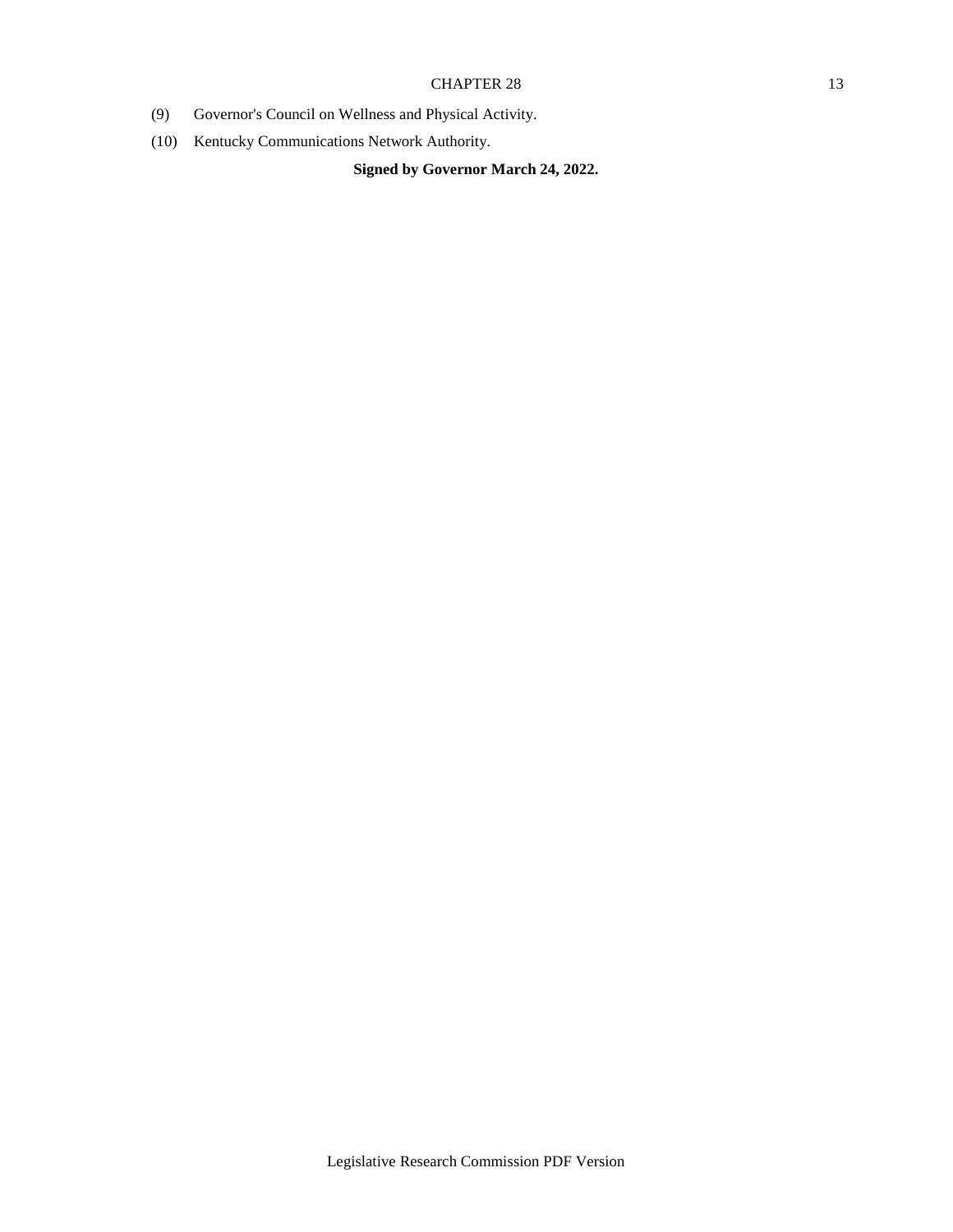(9) Governor's Council on Wellness and Physical Activity.

(10) Kentucky Communications Network Authority.

**Signed by Governor March 24, 2022.**